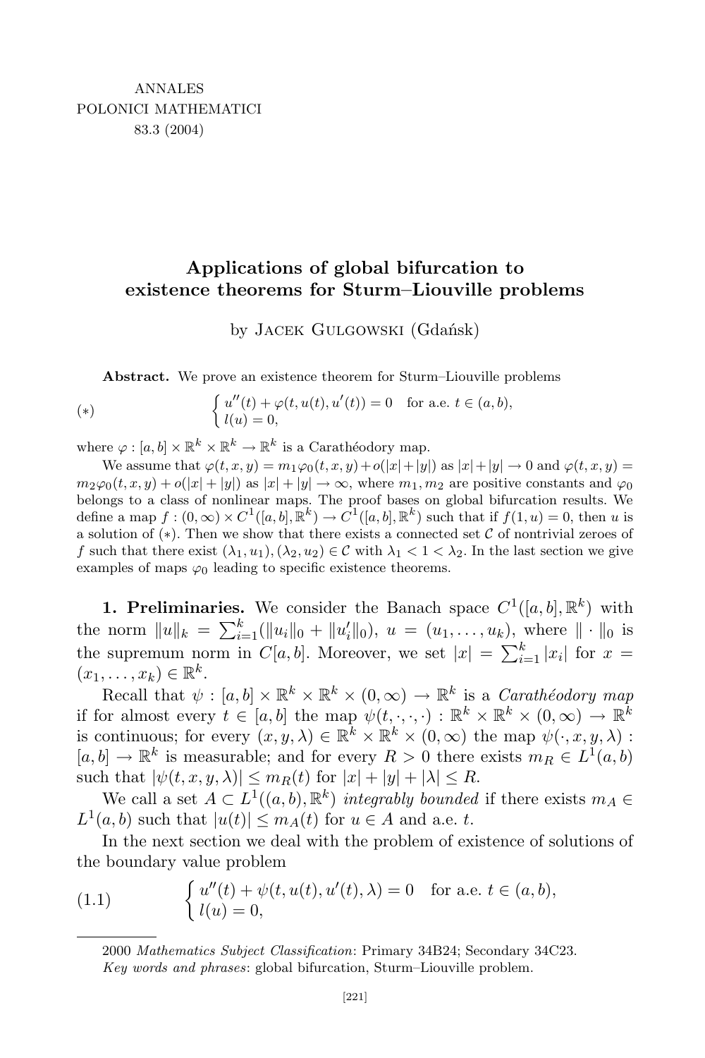ANNALES
POLONICI MATHEMATICI
83.3 (2004)

# Applications of global bifurcation to existence theorems for Sturm–Liouville problems

by Jacek Gulgowski (Gdańsk)

**Abstract.** We prove an existence theorem for Sturm–Liouville problems

$$(*) \qquad \begin{cases} u''(t) + \varphi(t, u(t), u'(t)) = 0 \quad \text{for a.e. } t \in (a, b), \\ l(u) = 0, \end{cases}$$

where $\varphi : [a, b] \times \mathbb{R}^k \times \mathbb{R}^k \to \mathbb{R}^k$ is a Carathéodory map.

We assume that $\varphi(t, x, y) = m_1\varphi_0(t, x, y) + o(|x| + |y|)$ as $|x| + |y| \to 0$ and $\varphi(t, x, y) = m_2\varphi_0(t, x, y) + o(|x| + |y|)$ as $|x| + |y| \to \infty$, where $m_1, m_2$ are positive constants and $\varphi_0$ belongs to a class of nonlinear maps. The proof bases on global bifurcation results. We define a map $f : (0, \infty) \times C^1([a, b], \mathbb{R}^k) \to C^1([a, b], \mathbb{R}^k)$ such that if $f(1, u) = 0$, then $u$ is a solution of $(*)$. Then we show that there exists a connected set $\mathcal{C}$ of nontrivial zeroes of $f$ such that there exist $(\lambda_1, u_1), (\lambda_2, u_2) \in \mathcal{C}$ with $\lambda_1 < 1 < \lambda_2$. In the last section we give examples of maps $\varphi_0$ leading to specific existence theorems.

**1. Preliminaries.** We consider the Banach space $C^1([a, b], \mathbb{R}^k)$ with the norm $\|u\|_k = \sum_{i=1}^k (\|u_i\|_0 + \|u_i'\|_0)$, $u = (u_1, \ldots, u_k)$, where $\|\cdot\|_0$ is the supremum norm in $C[a, b]$. Moreover, we set $|x| = \sum_{i=1}^k |x_i|$ for $x = (x_1, \ldots, x_k) \in \mathbb{R}^k$.

Recall that $\psi : [a, b] \times \mathbb{R}^k \times \mathbb{R}^k \times (0, \infty) \to \mathbb{R}^k$ is a *Carathéodory map* if for almost every $t \in [a, b]$ the map $\psi(t, \cdot, \cdot, \cdot) : \mathbb{R}^k \times \mathbb{R}^k \times (0, \infty) \to \mathbb{R}^k$ is continuous; for every $(x, y, \lambda) \in \mathbb{R}^k \times \mathbb{R}^k \times (0, \infty)$ the map $\psi(\cdot, x, y, \lambda) : [a, b] \to \mathbb{R}^k$ is measurable; and for every $R > 0$ there exists $m_R \in L^1(a, b)$ such that $|\psi(t, x, y, \lambda)| \le m_R(t)$ for $|x| + |y| + |\lambda| \le R$.

We call a set $A \subset L^1((a, b), \mathbb{R}^k)$ *integrably bounded* if there exists $m_A \in L^1(a, b)$ such that $|u(t)| \le m_A(t)$ for $u \in A$ and a.e. $t$.

In the next section we deal with the problem of existence of solutions of the boundary value problem

$$(1.1) \qquad \begin{cases} u''(t) + \psi(t, u(t), u'(t), \lambda) = 0 \quad \text{for a.e. } t \in (a, b), \\ l(u) = 0, \end{cases}$$

---

2000 *Mathematics Subject Classification*: Primary 34B24; Secondary 34C23.

*Key words and phrases*: global bifurcation, Sturm–Liouville problem.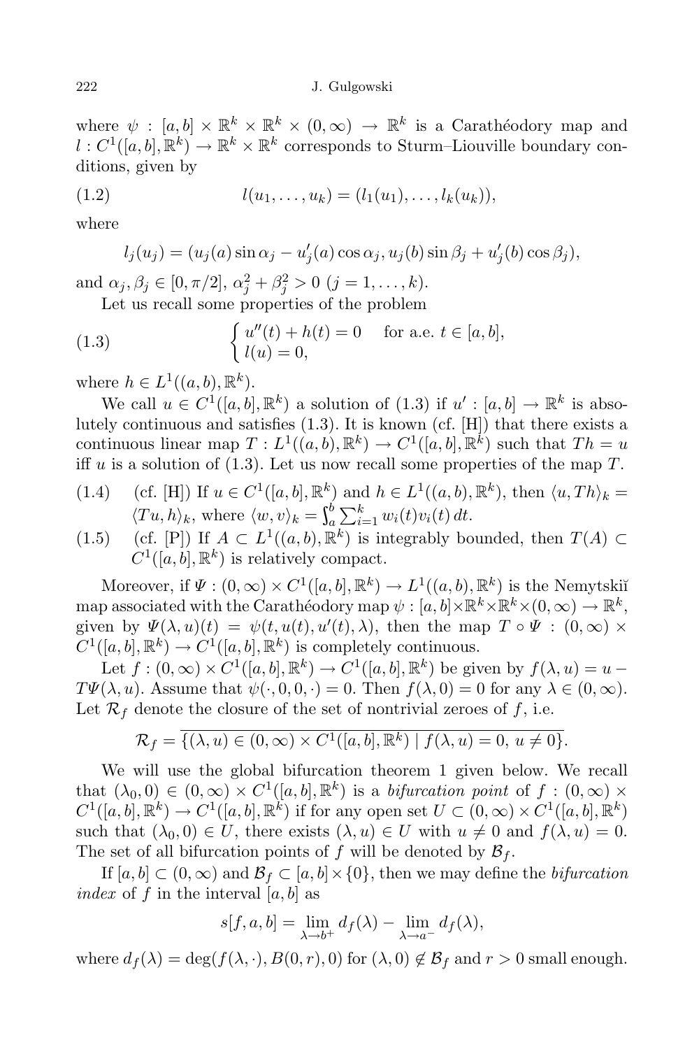where $\psi : [a,b] \times \mathbb{R}^k \times \mathbb{R}^k \times (0,\infty) \to \mathbb{R}^k$ is a Carathéodory map and $l : C^1([a,b],\mathbb{R}^k) \to \mathbb{R}^k \times \mathbb{R}^k$ corresponds to Sturm–Liouville boundary conditions, given by

$$l(u_1,\ldots,u_k) = (l_1(u_1),\ldots,l_k(u_k)), \tag{1.2}$$

where

$$l_j(u_j) = (u_j(a)\sin\alpha_j - u_j'(a)\cos\alpha_j, u_j(b)\sin\beta_j + u_j'(b)\cos\beta_j),$$

and $\alpha_j, \beta_j \in [0,\pi/2]$, $\alpha_j^2 + \beta_j^2 > 0$ $(j = 1,\ldots,k)$.

Let us recall some properties of the problem

$$\begin{cases} u''(t) + h(t) = 0 & \text{for a.e. } t \in [a,b], \\ l(u) = 0, \end{cases} \tag{1.3}$$

where $h \in L^1((a,b),\mathbb{R}^k)$.

We call $u \in C^1([a,b],\mathbb{R}^k)$ a solution of (1.3) if $u' : [a,b] \to \mathbb{R}^k$ is absolutely continuous and satisfies (1.3). It is known (cf. [H]) that there exists a continuous linear map $T : L^1((a,b),\mathbb{R}^k) \to C^1([a,b],\mathbb{R}^k)$ such that $Th = u$ iff $u$ is a solution of (1.3). Let us now recall some properties of the map $T$.

(1.4) (cf. [H]) If $u \in C^1([a,b],\mathbb{R}^k)$ and $h \in L^1((a,b),\mathbb{R}^k)$, then $\langle u, Th\rangle_k = \langle Tu, h\rangle_k$, where $\langle w, v\rangle_k = \int_a^b \sum_{i=1}^k w_i(t)v_i(t)\,dt$.

(1.5) (cf. [P]) If $A \subset L^1((a,b),\mathbb{R}^k)$ is integrably bounded, then $T(A) \subset C^1([a,b],\mathbb{R}^k)$ is relatively compact.

Moreover, if $\Psi : (0,\infty) \times C^1([a,b],\mathbb{R}^k) \to L^1((a,b),\mathbb{R}^k)$ is the Nemytskiĭ map associated with the Carathéodory map $\psi : [a,b]\times\mathbb{R}^k\times\mathbb{R}^k\times(0,\infty) \to \mathbb{R}^k$, given by $\Psi(\lambda,u)(t) = \psi(t,u(t),u'(t),\lambda)$, then the map $T\circ\Psi : (0,\infty) \times C^1([a,b],\mathbb{R}^k) \to C^1([a,b],\mathbb{R}^k)$ is completely continuous.

Let $f : (0,\infty) \times C^1([a,b],\mathbb{R}^k) \to C^1([a,b],\mathbb{R}^k)$ be given by $f(\lambda,u) = u - T\Psi(\lambda,u)$. Assume that $\psi(\cdot,0,0,\cdot) = 0$. Then $f(\lambda,0) = 0$ for any $\lambda \in (0,\infty)$. Let $\mathcal{R}_f$ denote the closure of the set of nontrivial zeroes of $f$, i.e.

$$\mathcal{R}_f = \overline{\{(\lambda,u) \in (0,\infty) \times C^1([a,b],\mathbb{R}^k) \mid f(\lambda,u) = 0,\ u \neq 0\}}.$$

We will use the global bifurcation theorem 1 given below. We recall that $(\lambda_0, 0) \in (0,\infty) \times C^1([a,b],\mathbb{R}^k)$ is a *bifurcation point* of $f : (0,\infty) \times C^1([a,b],\mathbb{R}^k) \to C^1([a,b],\mathbb{R}^k)$ if for any open set $U \subset (0,\infty) \times C^1([a,b],\mathbb{R}^k)$ such that $(\lambda_0,0) \in U$, there exists $(\lambda,u) \in U$ with $u \neq 0$ and $f(\lambda,u) = 0$. The set of all bifurcation points of $f$ will be denoted by $\mathcal{B}_f$.

If $[a,b] \subset (0,\infty)$ and $\mathcal{B}_f \subset [a,b] \times \{0\}$, then we may define the *bifurcation index* of $f$ in the interval $[a,b]$ as

$$s[f,a,b] = \lim_{\lambda\to b^+} d_f(\lambda) - \lim_{\lambda\to a^-} d_f(\lambda),$$

where $d_f(\lambda) = \deg(f(\lambda,\cdot), B(0,r), 0)$ for $(\lambda,0) \notin \mathcal{B}_f$ and $r > 0$ small enough.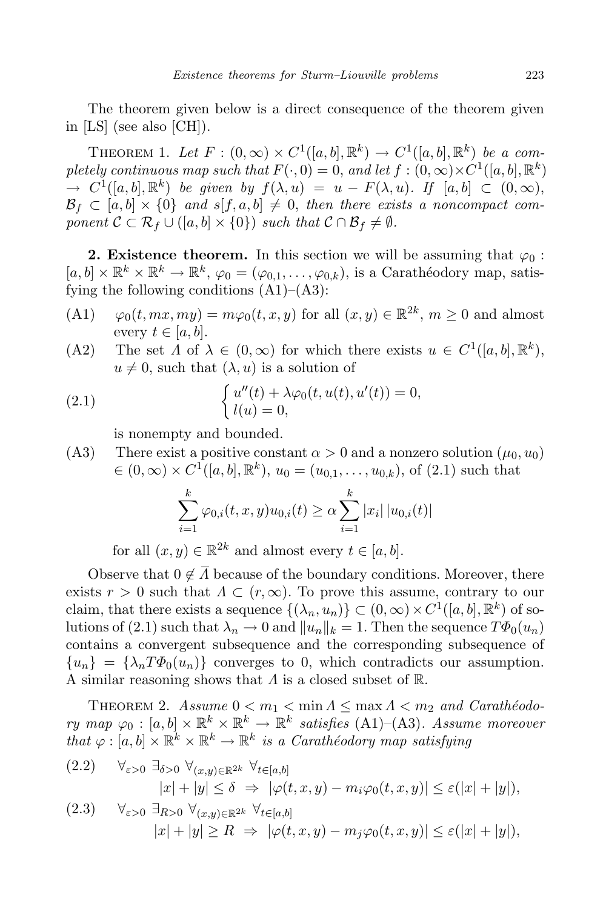The theorem given below is a direct consequence of the theorem given in [LS] (see also [CH]).

THEOREM 1. *Let $F : (0,\infty) \times C^1([a,b],\mathbb{R}^k) \to C^1([a,b],\mathbb{R}^k)$ be a completely continuous map such that $F(\cdot,0) = 0$, and let $f : (0,\infty)\times C^1([a,b],\mathbb{R}^k) \to C^1([a,b],\mathbb{R}^k)$ be given by $f(\lambda,u) = u - F(\lambda,u)$. If $[a,b] \subset (0,\infty)$, $\mathcal{B}_f \subset [a,b] \times \{0\}$ and $s[f,a,b] \neq 0$, then there exists a noncompact component $\mathcal{C} \subset \mathcal{R}_f \cup ([a,b]\times\{0\})$ such that $\mathcal{C} \cap \mathcal{B}_f \neq \emptyset$.*

**2. Existence theorem.** In this section we will be assuming that $\varphi_0 : [a,b]\times\mathbb{R}^k\times\mathbb{R}^k \to \mathbb{R}^k$, $\varphi_0 = (\varphi_{0,1},\ldots,\varphi_{0,k})$, is a Carathéodory map, satisfying the following conditions (A1)–(A3):

(A1) $\varphi_0(t,mx,my) = m\varphi_0(t,x,y)$ for all $(x,y) \in \mathbb{R}^{2k}$, $m \geq 0$ and almost every $t \in [a,b]$.

(A2) The set $\Lambda$ of $\lambda \in (0,\infty)$ for which there exists $u \in C^1([a,b],\mathbb{R}^k)$, $u \neq 0$, such that $(\lambda,u)$ is a solution of

$$
\begin{cases} u''(t) + \lambda\varphi_0(t,u(t),u'(t)) = 0, \\ l(u) = 0, \end{cases} \tag{2.1}
$$

is nonempty and bounded.

(A3) There exist a positive constant $\alpha > 0$ and a nonzero solution $(\mu_0,u_0) \in (0,\infty)\times C^1([a,b],\mathbb{R}^k)$, $u_0 = (u_{0,1},\ldots,u_{0,k})$, of (2.1) such that

$$
\sum_{i=1}^{k} \varphi_{0,i}(t,x,y)u_{0,i}(t) \geq \alpha \sum_{i=1}^{k} |x_i|\,|u_{0,i}(t)|
$$

for all $(x,y)\in\mathbb{R}^{2k}$ and almost every $t\in[a,b]$.

Observe that $0 \notin \overline{\Lambda}$ because of the boundary conditions. Moreover, there exists $r > 0$ such that $\Lambda \subset (r,\infty)$. To prove this assume, contrary to our claim, that there exists a sequence $\{(\lambda_n,u_n)\} \subset (0,\infty)\times C^1([a,b],\mathbb{R}^k)$ of solutions of (2.1) such that $\lambda_n \to 0$ and $\|u_n\|_k = 1$. Then the sequence $T\Phi_0(u_n)$ contains a convergent subsequence and the corresponding subsequence of $\{u_n\} = \{\lambda_n T\Phi_0(u_n)\}$ converges to 0, which contradicts our assumption. A similar reasoning shows that $\Lambda$ is a closed subset of $\mathbb{R}$.

THEOREM 2. *Assume $0 < m_1 < \min\Lambda \leq \max\Lambda < m_2$ and Carathéodory map $\varphi_0 : [a,b]\times\mathbb{R}^k\times\mathbb{R}^k \to \mathbb{R}^k$ satisfies (A1)–(A3). Assume moreover that $\varphi : [a,b]\times\mathbb{R}^k\times\mathbb{R}^k\to\mathbb{R}^k$ is a Carathéodory map satisfying*

$$
\forall_{\varepsilon>0}\ \exists_{\delta>0}\ \forall_{(x,y)\in\mathbb{R}^{2k}}\ \forall_{t\in[a,b]} \quad |x|+|y| \leq \delta \ \Rightarrow\ |\varphi(t,x,y) - m_i\varphi_0(t,x,y)| \leq \varepsilon(|x|+|y|), \tag{2.2}
$$

$$
\forall_{\varepsilon>0}\ \exists_{R>0}\ \forall_{(x,y)\in\mathbb{R}^{2k}}\ \forall_{t\in[a,b]} \quad |x|+|y| \geq R \ \Rightarrow\ |\varphi(t,x,y) - m_j\varphi_0(t,x,y)| \leq \varepsilon(|x|+|y|), \tag{2.3}
$$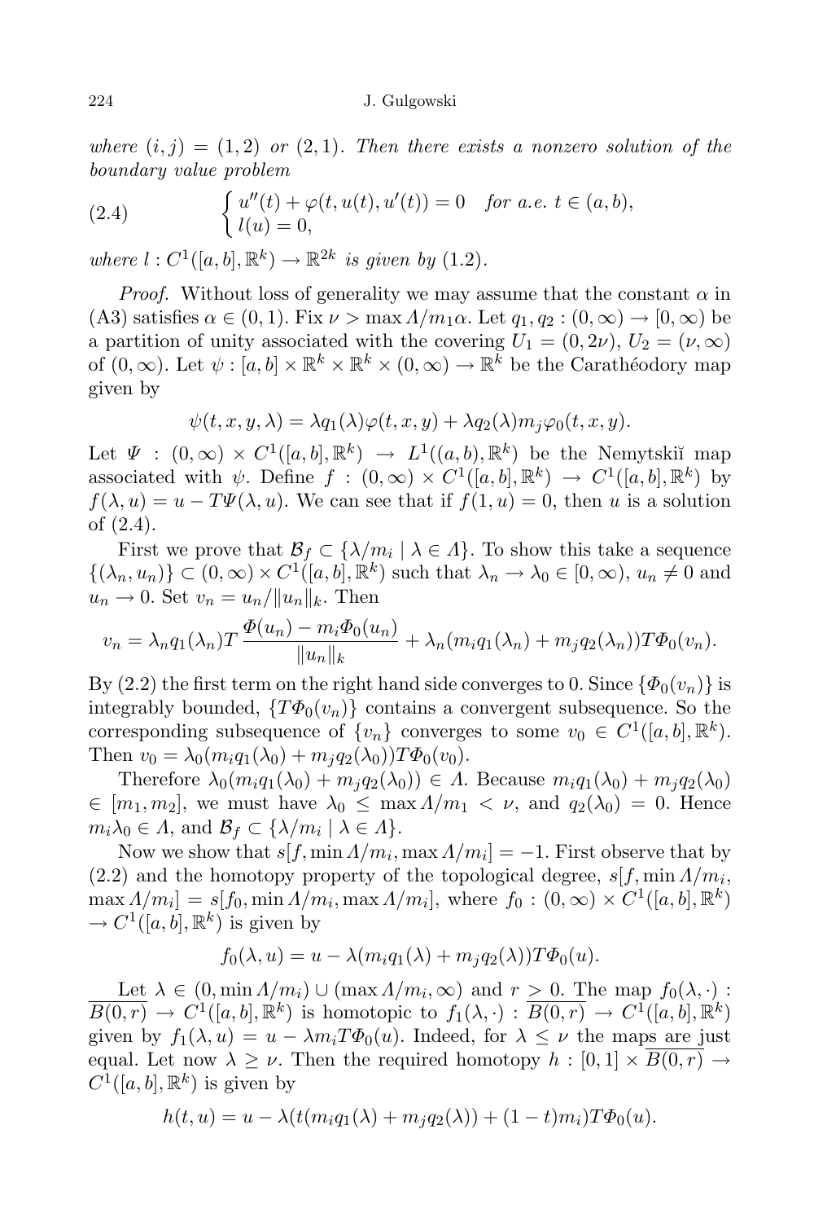*where* $(i,j) = (1,2)$ *or* $(2,1)$. *Then there exists a nonzero solution of the boundary value problem*

$$
\begin{cases} u''(t) + \varphi(t, u(t), u'(t)) = 0 & \text{for a.e. } t \in (a,b), \\ l(u) = 0, \end{cases} \tag{2.4}
$$

*where* $l : C^1([a,b], \mathbb{R}^k) \to \mathbb{R}^{2k}$ *is given by* (1.2).

*Proof.* Without loss of generality we may assume that the constant $\alpha$ in (A3) satisfies $\alpha \in (0,1)$. Fix $\nu > \max \varLambda / m_1 \alpha$. Let $q_1, q_2 : (0, \infty) \to [0, \infty)$ be a partition of unity associated with the covering $U_1 = (0, 2\nu)$, $U_2 = (\nu, \infty)$ of $(0, \infty)$. Let $\psi : [a,b] \times \mathbb{R}^k \times \mathbb{R}^k \times (0,\infty) \to \mathbb{R}^k$ be the Carathéodory map given by

$$
\psi(t,x,y,\lambda) = \lambda q_1(\lambda) \varphi(t,x,y) + \lambda q_2(\lambda) m_j \varphi_0(t,x,y).
$$

Let $\varPsi : (0,\infty) \times C^1([a,b], \mathbb{R}^k) \to L^1((a,b), \mathbb{R}^k)$ be the Nemytskiĭ map associated with $\psi$. Define $f : (0,\infty) \times C^1([a,b], \mathbb{R}^k) \to C^1([a,b], \mathbb{R}^k)$ by $f(\lambda, u) = u - T\varPsi(\lambda, u)$. We can see that if $f(1,u) = 0$, then $u$ is a solution of (2.4).

First we prove that $\mathcal{B}_f \subset \{\lambda / m_i \mid \lambda \in \varLambda\}$. To show this take a sequence $\{(\lambda_n, u_n)\} \subset (0,\infty) \times C^1([a,b], \mathbb{R}^k)$ such that $\lambda_n \to \lambda_0 \in [0, \infty)$, $u_n \neq 0$ and $u_n \to 0$. Set $v_n = u_n / \|u_n\|_k$. Then

$$
v_n = \lambda_n q_1(\lambda_n) T \frac{\varPhi(u_n) - m_i \varPhi_0(u_n)}{\|u_n\|_k} + \lambda_n (m_i q_1(\lambda_n) + m_j q_2(\lambda_n)) T \varPhi_0(v_n).
$$

By (2.2) the first term on the right hand side converges to 0. Since $\{\varPhi_0(v_n)\}$ is integrably bounded, $\{T\varPhi_0(v_n)\}$ contains a convergent subsequence. So the corresponding subsequence of $\{v_n\}$ converges to some $v_0 \in C^1([a,b], \mathbb{R}^k)$. Then $v_0 = \lambda_0 (m_i q_1(\lambda_0) + m_j q_2(\lambda_0)) T\varPhi_0(v_0)$.

Therefore $\lambda_0 (m_i q_1(\lambda_0) + m_j q_2(\lambda_0)) \in \varLambda$. Because $m_i q_1(\lambda_0) + m_j q_2(\lambda_0) \in [m_1, m_2]$, we must have $\lambda_0 \leq \max \varLambda / m_1 < \nu$, and $q_2(\lambda_0) = 0$. Hence $m_i \lambda_0 \in \varLambda$, and $\mathcal{B}_f \subset \{\lambda / m_i \mid \lambda \in \varLambda\}$.

Now we show that $s[f, \min \varLambda / m_i, \max \varLambda / m_i] = -1$. First observe that by (2.2) and the homotopy property of the topological degree, $s[f, \min \varLambda / m_i, \max \varLambda / m_i] = s[f_0, \min \varLambda / m_i, \max \varLambda / m_i]$, where $f_0 : (0,\infty) \times C^1([a,b], \mathbb{R}^k) \to C^1([a,b], \mathbb{R}^k)$ is given by

$$
f_0(\lambda, u) = u - \lambda (m_i q_1(\lambda) + m_j q_2(\lambda)) T\varPhi_0(u).
$$

Let $\lambda \in (0, \min \varLambda / m_i) \cup (\max \varLambda / m_i, \infty)$ and $r > 0$. The map $f_0(\lambda, \cdot) : \overline{B(0,r)} \to C^1([a,b], \mathbb{R}^k)$ is homotopic to $f_1(\lambda, \cdot) : \overline{B(0,r)} \to C^1([a,b], \mathbb{R}^k)$ given by $f_1(\lambda, u) = u - \lambda m_i T\varPhi_0(u)$. Indeed, for $\lambda \leq \nu$ the maps are just equal. Let now $\lambda \geq \nu$. Then the required homotopy $h : [0,1] \times \overline{B(0,r)} \to C^1([a,b], \mathbb{R}^k)$ is given by

$$
h(t,u) = u - \lambda (t(m_i q_1(\lambda) + m_j q_2(\lambda)) + (1-t) m_i) T\varPhi_0(u).
$$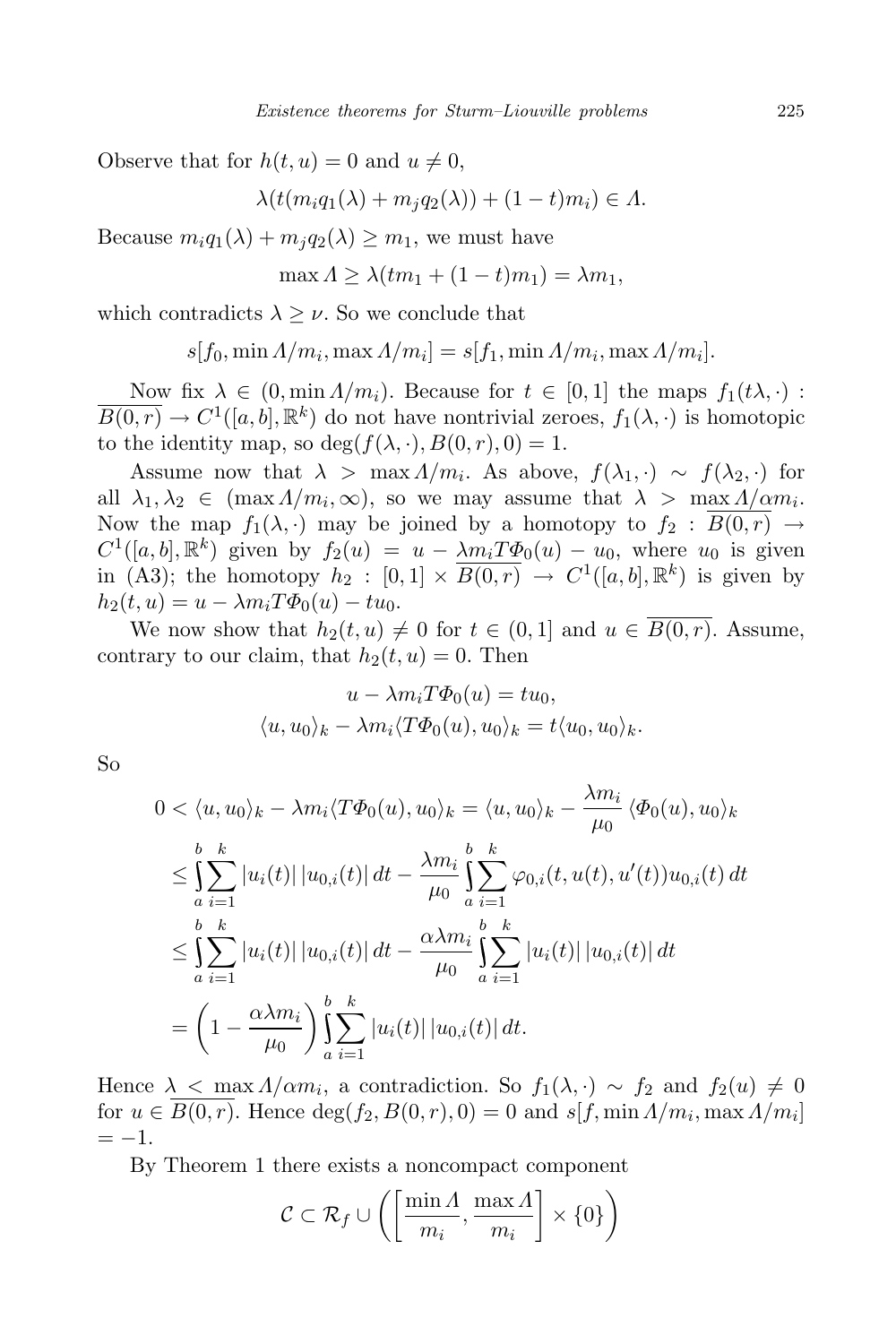Observe that for $h(t,u) = 0$ and $u \neq 0$,

$$\lambda(t(m_i q_1(\lambda) + m_j q_2(\lambda)) + (1-t)m_i) \in \Lambda.$$

Because $m_i q_1(\lambda) + m_j q_2(\lambda) \geq m_1$, we must have

$$\max \Lambda \geq \lambda(t m_1 + (1-t)m_1) = \lambda m_1,$$

which contradicts $\lambda \geq \nu$. So we conclude that

$$s[f_0, \min \Lambda/m_i, \max \Lambda/m_i] = s[f_1, \min \Lambda/m_i, \max \Lambda/m_i].$$

Now fix $\lambda \in (0, \min \Lambda/m_i)$. Because for $t \in [0,1]$ the maps $f_1(t\lambda, \cdot) : \overline{B(0,r)} \to C^1([a,b], \mathbb{R}^k)$ do not have nontrivial zeroes, $f_1(\lambda, \cdot)$ is homotopic to the identity map, so $\deg(f(\lambda, \cdot), B(0,r), 0) = 1$.

Assume now that $\lambda > \max \Lambda/m_i$. As above, $f(\lambda_1, \cdot) \sim f(\lambda_2, \cdot)$ for all $\lambda_1, \lambda_2 \in (\max \Lambda/m_i, \infty)$, so we may assume that $\lambda > \max \Lambda/\alpha m_i$. Now the map $f_1(\lambda, \cdot)$ may be joined by a homotopy to $f_2 : \overline{B(0,r)} \to C^1([a,b], \mathbb{R}^k)$ given by $f_2(u) = u - \lambda m_i T\Phi_0(u) - u_0$, where $u_0$ is given in (A3); the homotopy $h_2 : [0,1] \times \overline{B(0,r)} \to C^1([a,b], \mathbb{R}^k)$ is given by $h_2(t,u) = u - \lambda m_i T\Phi_0(u) - t u_0$.

We now show that $h_2(t,u) \neq 0$ for $t \in (0,1]$ and $u \in \overline{B(0,r)}$. Assume, contrary to our claim, that $h_2(t,u) = 0$. Then

$$u - \lambda m_i T\Phi_0(u) = t u_0,$$
$$\langle u, u_0 \rangle_k - \lambda m_i \langle T\Phi_0(u), u_0 \rangle_k = t \langle u_0, u_0 \rangle_k.$$

So

$$\begin{aligned}
0 < \langle u, u_0 \rangle_k - \lambda m_i \langle T\Phi_0(u), u_0 \rangle_k &= \langle u, u_0 \rangle_k - \frac{\lambda m_i}{\mu_0} \langle \Phi_0(u), u_0 \rangle_k \\
&\leq \int_a^b \sum_{i=1}^k |u_i(t)|\,|u_{0,i}(t)|\,dt - \frac{\lambda m_i}{\mu_0} \int_a^b \sum_{i=1}^k \varphi_{0,i}(t, u(t), u'(t)) u_{0,i}(t)\,dt \\
&\leq \int_a^b \sum_{i=1}^k |u_i(t)|\,|u_{0,i}(t)|\,dt - \frac{\alpha \lambda m_i}{\mu_0} \int_a^b \sum_{i=1}^k |u_i(t)|\,|u_{0,i}(t)|\,dt \\
&= \left(1 - \frac{\alpha \lambda m_i}{\mu_0}\right) \int_a^b \sum_{i=1}^k |u_i(t)|\,|u_{0,i}(t)|\,dt.
\end{aligned}$$

Hence $\lambda < \max \Lambda/\alpha m_i$, a contradiction. So $f_1(\lambda, \cdot) \sim f_2$ and $f_2(u) \neq 0$ for $u \in \overline{B(0,r)}$. Hence $\deg(f_2, B(0,r), 0) = 0$ and $s[f, \min \Lambda/m_i, \max \Lambda/m_i] = -1$.

By Theorem 1 there exists a noncompact component

$$\mathcal{C} \subset \mathcal{R}_f \cup \left( \left[ \frac{\min \Lambda}{m_i}, \frac{\max \Lambda}{m_i} \right] \times \{0\} \right)$$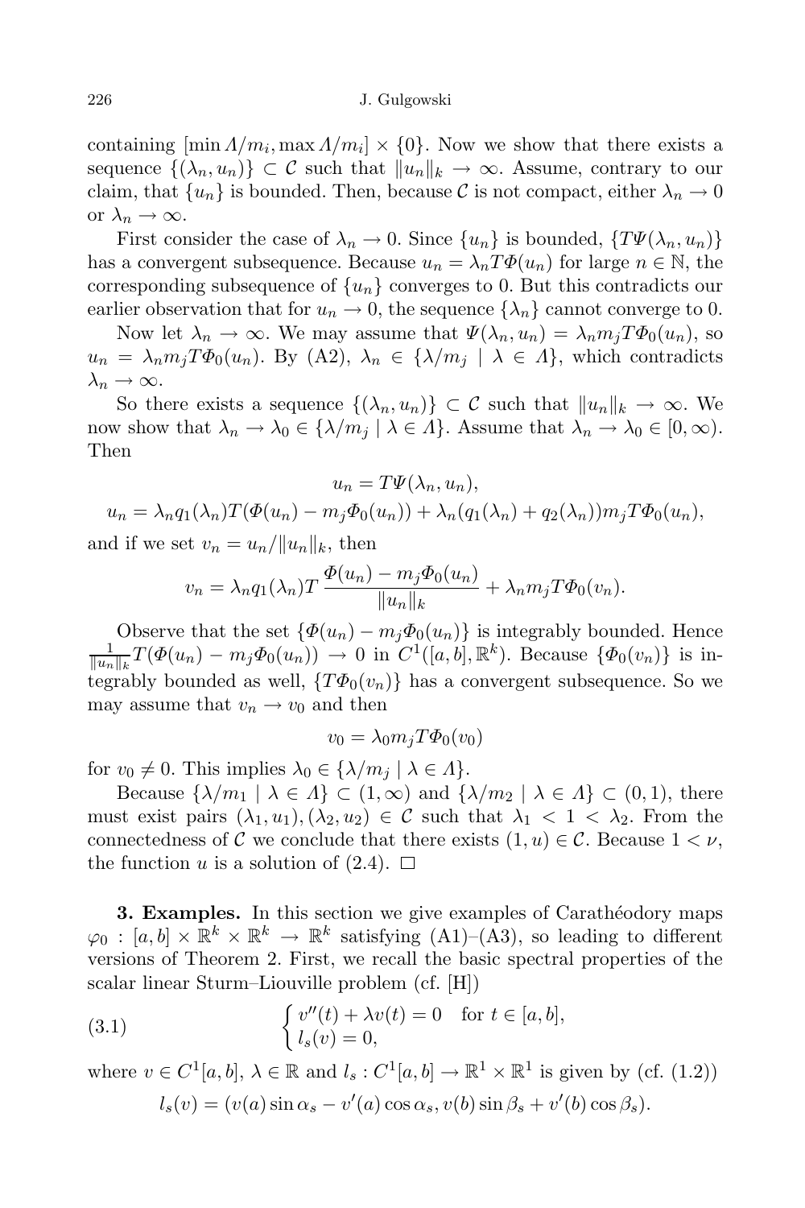containing $[\min \Lambda/m_i, \max \Lambda/m_i] \times \{0\}$. Now we show that there exists a sequence $\{(\lambda_n, u_n)\} \subset \mathcal{C}$ such that $\|u_n\|_k \to \infty$. Assume, contrary to our claim, that $\{u_n\}$ is bounded. Then, because $\mathcal{C}$ is not compact, either $\lambda_n \to 0$ or $\lambda_n \to \infty$.

First consider the case of $\lambda_n \to 0$. Since $\{u_n\}$ is bounded, $\{T\Psi(\lambda_n, u_n)\}$ has a convergent subsequence. Because $u_n = \lambda_n T\Phi(u_n)$ for large $n \in \mathbb{N}$, the corresponding subsequence of $\{u_n\}$ converges to 0. But this contradicts our earlier observation that for $u_n \to 0$, the sequence $\{\lambda_n\}$ cannot converge to 0.

Now let $\lambda_n \to \infty$. We may assume that $\Psi(\lambda_n, u_n) = \lambda_n m_j T\Phi_0(u_n)$, so $u_n = \lambda_n m_j T\Phi_0(u_n)$. By (A2), $\lambda_n \in \{\lambda/m_j \mid \lambda \in \Lambda\}$, which contradicts $\lambda_n \to \infty$.

So there exists a sequence $\{(\lambda_n, u_n)\} \subset \mathcal{C}$ such that $\|u_n\|_k \to \infty$. We now show that $\lambda_n \to \lambda_0 \in \{\lambda/m_j \mid \lambda \in \Lambda\}$. Assume that $\lambda_n \to \lambda_0 \in [0, \infty)$. Then

$$u_n = T\Psi(\lambda_n, u_n),$$

$$u_n = \lambda_n q_1(\lambda_n) T(\Phi(u_n) - m_j \Phi_0(u_n)) + \lambda_n (q_1(\lambda_n) + q_2(\lambda_n)) m_j T\Phi_0(u_n),$$

and if we set $v_n = u_n/\|u_n\|_k$, then

$$v_n = \lambda_n q_1(\lambda_n) T \frac{\Phi(u_n) - m_j \Phi_0(u_n)}{\|u_n\|_k} + \lambda_n m_j T\Phi_0(v_n).$$

Observe that the set $\{\Phi(u_n) - m_j \Phi_0(u_n)\}$ is integrably bounded. Hence $\frac{1}{\|u_n\|_k} T(\Phi(u_n) - m_j \Phi_0(u_n)) \to 0$ in $C^1([a,b], \mathbb{R}^k)$. Because $\{\Phi_0(v_n)\}$ is integrably bounded as well, $\{T\Phi_0(v_n)\}$ has a convergent subsequence. So we may assume that $v_n \to v_0$ and then

$$v_0 = \lambda_0 m_j T\Phi_0(v_0)$$

for $v_0 \neq 0$. This implies $\lambda_0 \in \{\lambda/m_j \mid \lambda \in \Lambda\}$.

Because $\{\lambda/m_1 \mid \lambda \in \Lambda\} \subset (1, \infty)$ and $\{\lambda/m_2 \mid \lambda \in \Lambda\} \subset (0, 1)$, there must exist pairs $(\lambda_1, u_1), (\lambda_2, u_2) \in \mathcal{C}$ such that $\lambda_1 < 1 < \lambda_2$. From the connectedness of $\mathcal{C}$ we conclude that there exists $(1, u) \in \mathcal{C}$. Because $1 < \nu$, the function $u$ is a solution of (2.4). $\square$

**3. Examples.** In this section we give examples of Carathéodory maps $\varphi_0 : [a,b] \times \mathbb{R}^k \times \mathbb{R}^k \to \mathbb{R}^k$ satisfying (A1)–(A3), so leading to different versions of Theorem 2. First, we recall the basic spectral properties of the scalar linear Sturm–Liouville problem (cf. [H])

$$\begin{cases} v''(t) + \lambda v(t) = 0 & \text{for } t \in [a,b], \\ l_s(v) = 0, \end{cases} \tag{3.1}$$

where $v \in C^1[a,b]$, $\lambda \in \mathbb{R}$ and $l_s : C^1[a,b] \to \mathbb{R}^1 \times \mathbb{R}^1$ is given by (cf. (1.2))

$$l_s(v) = (v(a) \sin \alpha_s - v'(a) \cos \alpha_s, v(b) \sin \beta_s + v'(b) \cos \beta_s).$$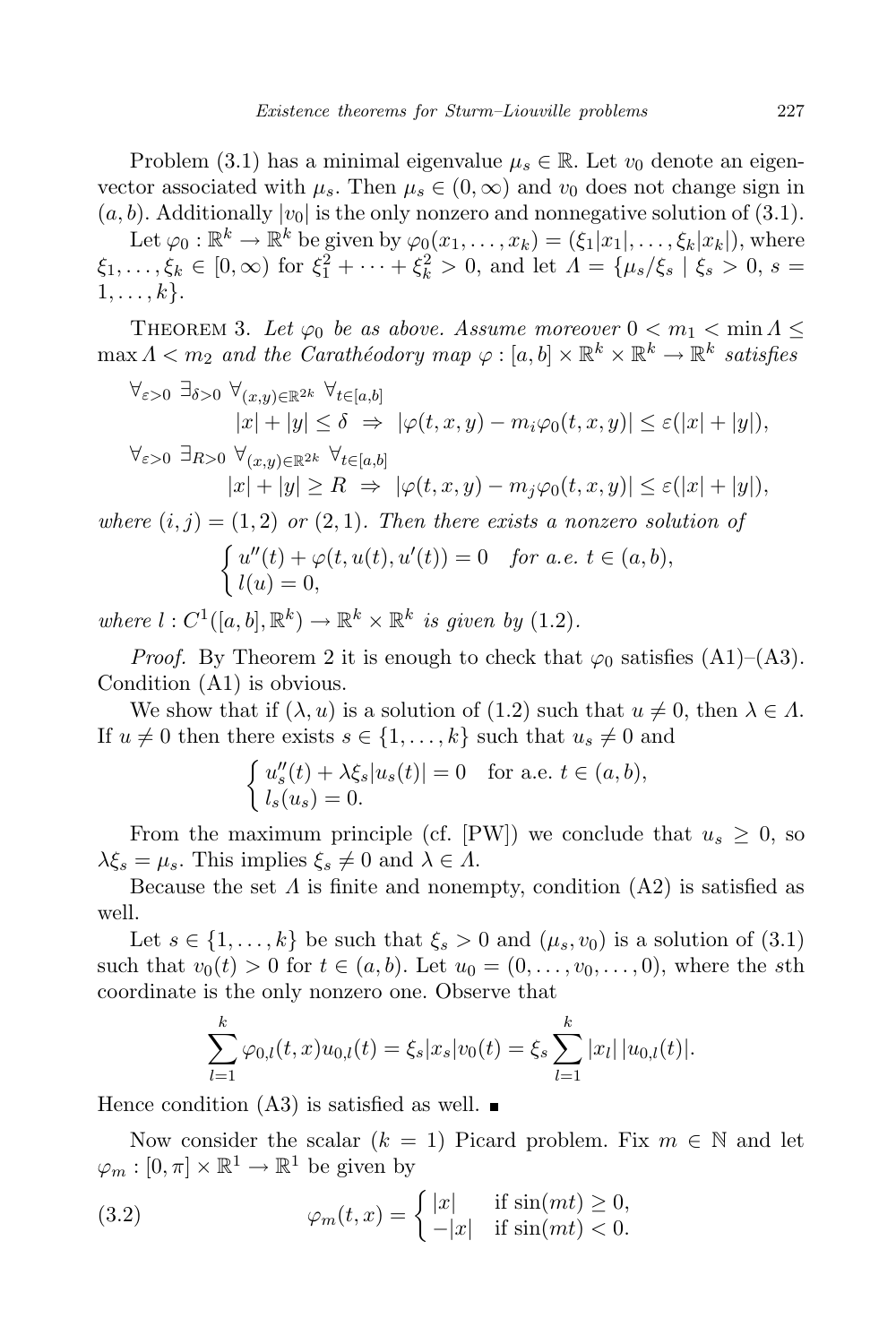Problem (3.1) has a minimal eigenvalue $\mu_s \in \mathbb{R}$. Let $v_0$ denote an eigenvector associated with $\mu_s$. Then $\mu_s \in (0,\infty)$ and $v_0$ does not change sign in $(a,b)$. Additionally $|v_0|$ is the only nonzero and nonnegative solution of (3.1).

Let $\varphi_0 : \mathbb{R}^k \to \mathbb{R}^k$ be given by $\varphi_0(x_1,\ldots,x_k) = (\xi_1|x_1|,\ldots,\xi_k|x_k|)$, where $\xi_1,\ldots,\xi_k \in [0,\infty)$ for $\xi_1^2+\cdots+\xi_k^2 > 0$, and let $\Lambda = \{\mu_s/\xi_s \mid \xi_s > 0,\ s = 1,\ldots,k\}$.

Theorem 3. *Let $\varphi_0$ be as above. Assume moreover $0 < m_1 < \min \Lambda \leq \max \Lambda < m_2$ and the Carathéodory map $\varphi : [a,b]\times\mathbb{R}^k\times\mathbb{R}^k \to \mathbb{R}^k$ satisfies*

$$\forall_{\varepsilon>0}\ \exists_{\delta>0}\ \forall_{(x,y)\in\mathbb{R}^{2k}}\ \forall_{t\in[a,b]}$$
$$|x|+|y|\leq\delta \ \Rightarrow\ |\varphi(t,x,y)-m_i\varphi_0(t,x,y)|\leq\varepsilon(|x|+|y|),$$
$$\forall_{\varepsilon>0}\ \exists_{R>0}\ \forall_{(x,y)\in\mathbb{R}^{2k}}\ \forall_{t\in[a,b]}$$
$$|x|+|y|\geq R \ \Rightarrow\ |\varphi(t,x,y)-m_j\varphi_0(t,x,y)|\leq\varepsilon(|x|+|y|),$$

*where $(i,j) = (1,2)$ or $(2,1)$. Then there exists a nonzero solution of*

$$\begin{cases} u''(t)+\varphi(t,u(t),u'(t)) = 0 & \text{for a.e. } t\in(a,b),\\ l(u) = 0, \end{cases}$$

*where $l : C^1([a,b],\mathbb{R}^k) \to \mathbb{R}^k\times\mathbb{R}^k$ is given by (1.2).*

*Proof.* By Theorem 2 it is enough to check that $\varphi_0$ satisfies (A1)–(A3). Condition (A1) is obvious.

We show that if $(\lambda,u)$ is a solution of (1.2) such that $u\neq 0$, then $\lambda\in\Lambda$. If $u\neq 0$ then there exists $s\in\{1,\ldots,k\}$ such that $u_s\neq 0$ and

$$\begin{cases} u_s''(t)+\lambda\xi_s|u_s(t)| = 0 & \text{for a.e. } t\in(a,b),\\ l_s(u_s) = 0. \end{cases}$$

From the maximum principle (cf. [PW]) we conclude that $u_s\geq 0$, so $\lambda\xi_s = \mu_s$. This implies $\xi_s\neq 0$ and $\lambda\in\Lambda$.

Because the set $\Lambda$ is finite and nonempty, condition (A2) is satisfied as well.

Let $s\in\{1,\ldots,k\}$ be such that $\xi_s>0$ and $(\mu_s,v_0)$ is a solution of (3.1) such that $v_0(t)>0$ for $t\in(a,b)$. Let $u_0 = (0,\ldots,v_0,\ldots,0)$, where the $s$th coordinate is the only nonzero one. Observe that

$$\sum_{l=1}^{k}\varphi_{0,l}(t,x)u_{0,l}(t) = \xi_s|x_s|v_0(t) = \xi_s\sum_{l=1}^{k}|x_l|\,|u_{0,l}(t)|.$$

Hence condition (A3) is satisfied as well. ∎

Now consider the scalar ($k=1$) Picard problem. Fix $m\in\mathbb{N}$ and let $\varphi_m : [0,\pi]\times\mathbb{R}^1\to\mathbb{R}^1$ be given by

$$\varphi_m(t,x) = \begin{cases} |x| & \text{if } \sin(mt)\geq 0,\\ -|x| & \text{if } \sin(mt)<0. \end{cases} \tag{3.2}$$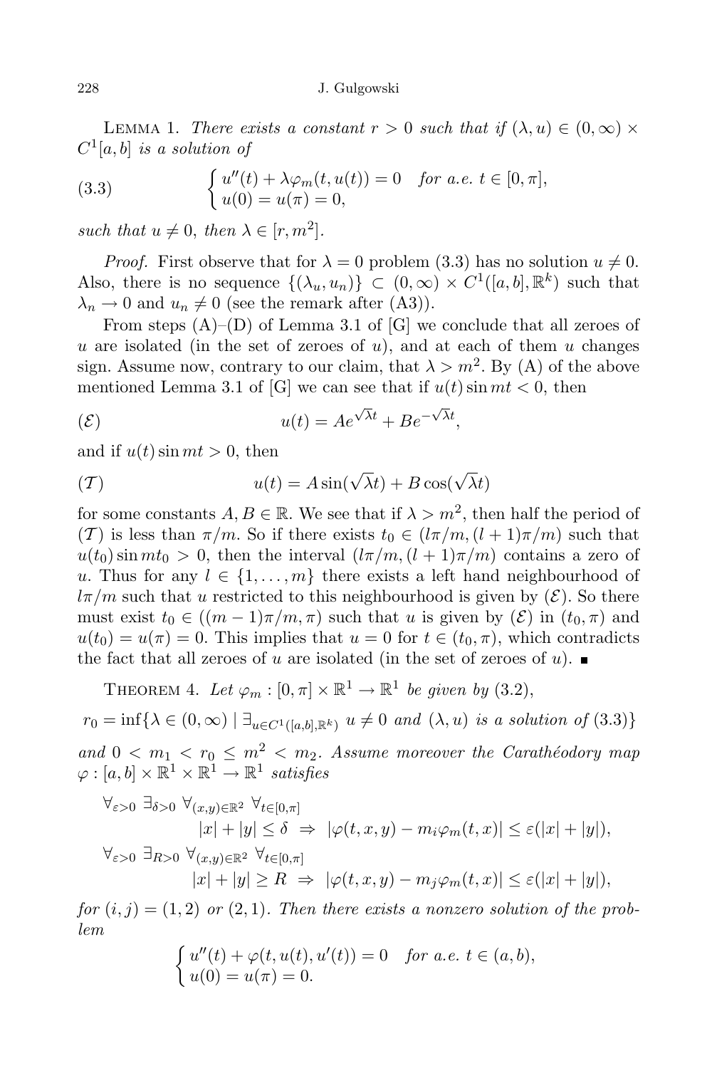Lemma 1. *There exists a constant $r > 0$ such that if $(\lambda, u) \in (0,\infty) \times C^1[a,b]$ is a solution of*

$$\begin{cases} u''(t) + \lambda\varphi_m(t, u(t)) = 0 & \text{for a.e. } t \in [0,\pi], \\ u(0) = u(\pi) = 0, \end{cases} \tag{3.3}$$

*such that $u \neq 0$, then $\lambda \in [r, m^2]$.*

*Proof.* First observe that for $\lambda = 0$ problem (3.3) has no solution $u \neq 0$. Also, there is no sequence $\{(\lambda_u, u_n)\} \subset (0,\infty) \times C^1([a,b], \mathbb{R}^k)$ such that $\lambda_n \to 0$ and $u_n \neq 0$ (see the remark after (A3)).

From steps (A)–(D) of Lemma 3.1 of [G] we conclude that all zeroes of $u$ are isolated (in the set of zeroes of $u$), and at each of them $u$ changes sign. Assume now, contrary to our claim, that $\lambda > m^2$. By (A) of the above mentioned Lemma 3.1 of [G] we can see that if $u(t)\sin mt < 0$, then

$$u(t) = Ae^{\sqrt{\lambda}t} + Be^{-\sqrt{\lambda}t}, \tag{$\mathcal{E}$}$$

and if $u(t)\sin mt > 0$, then

$$u(t) = A\sin(\sqrt{\lambda}t) + B\cos(\sqrt{\lambda}t) \tag{$\mathcal{T}$}$$

for some constants $A, B \in \mathbb{R}$. We see that if $\lambda > m^2$, then half the period of $(\mathcal{T})$ is less than $\pi/m$. So if there exists $t_0 \in (l\pi/m, (l+1)\pi/m)$ such that $u(t_0)\sin mt_0 > 0$, then the interval $(l\pi/m, (l+1)\pi/m)$ contains a zero of $u$. Thus for any $l \in \{1,\ldots,m\}$ there exists a left hand neighbourhood of $l\pi/m$ such that $u$ restricted to this neighbourhood is given by $(\mathcal{E})$. So there must exist $t_0 \in ((m-1)\pi/m, \pi)$ such that $u$ is given by $(\mathcal{E})$ in $(t_0, \pi)$ and $u(t_0) = u(\pi) = 0$. This implies that $u = 0$ for $t \in (t_0, \pi)$, which contradicts the fact that all zeroes of $u$ are isolated (in the set of zeroes of $u$). ∎

Theorem 4. *Let $\varphi_m : [0,\pi] \times \mathbb{R}^1 \to \mathbb{R}^1$ be given by* (3.2),

$$r_0 = \inf\{\lambda \in (0,\infty) \mid \exists_{u \in C^1([a,b],\mathbb{R}^k)}\ u \neq 0 \text{ and } (\lambda, u) \text{ is a solution of } (3.3)\}$$

*and $0 < m_1 < r_0 \leq m^2 < m_2$. Assume moreover the Carathéodory map $\varphi : [a,b] \times \mathbb{R}^1 \times \mathbb{R}^1 \to \mathbb{R}^1$ satisfies*

$$\forall_{\varepsilon>0}\ \exists_{\delta>0}\ \forall_{(x,y)\in\mathbb{R}^2}\ \forall_{t\in[0,\pi]}$$
$$|x| + |y| \leq \delta \ \Rightarrow\ |\varphi(t,x,y) - m_i\varphi_m(t,x)| \leq \varepsilon(|x| + |y|),$$
$$\forall_{\varepsilon>0}\ \exists_{R>0}\ \forall_{(x,y)\in\mathbb{R}^2}\ \forall_{t\in[0,\pi]}$$
$$|x| + |y| \geq R \ \Rightarrow\ |\varphi(t,x,y) - m_j\varphi_m(t,x)| \leq \varepsilon(|x| + |y|),$$

*for $(i,j) = (1,2)$ or $(2,1)$. Then there exists a nonzero solution of the problem*

$$\begin{cases} u''(t) + \varphi(t, u(t), u'(t)) = 0 & \text{for a.e. } t \in (a,b), \\ u(0) = u(\pi) = 0. \end{cases}$$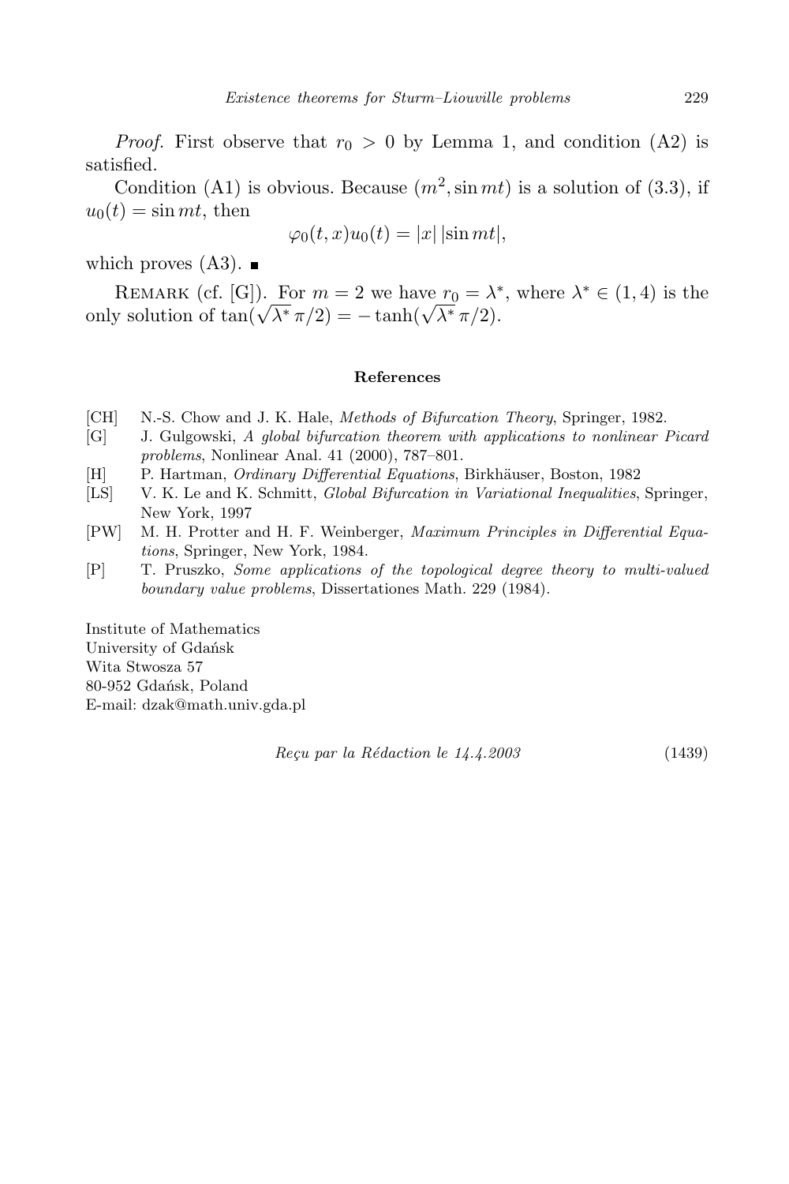*Proof.* First observe that $r_0 > 0$ by Lemma 1, and condition (A2) is satisfied.

Condition (A1) is obvious. Because $(m^2, \sin mt)$ is a solution of (3.3), if $u_0(t) = \sin mt$, then

$$\varphi_0(t,x)u_0(t) = |x|\,|\sin mt|,$$

which proves (A3). ■

Remark (cf. [G]). For $m = 2$ we have $r_0 = \lambda^*$, where $\lambda^* \in (1,4)$ is the only solution of $\tan(\sqrt{\lambda^*}\,\pi/2) = -\tanh(\sqrt{\lambda^*}\,\pi/2)$.

## References

[CH] N.-S. Chow and J. K. Hale, *Methods of Bifurcation Theory*, Springer, 1982.

[G] J. Gulgowski, *A global bifurcation theorem with applications to nonlinear Picard problems*, Nonlinear Anal. 41 (2000), 787–801.

[H] P. Hartman, *Ordinary Differential Equations*, Birkhäuser, Boston, 1982

[LS] V. K. Le and K. Schmitt, *Global Bifurcation in Variational Inequalities*, Springer, New York, 1997

[PW] M. H. Protter and H. F. Weinberger, *Maximum Principles in Differential Equations*, Springer, New York, 1984.

[P] T. Pruszko, *Some applications of the topological degree theory to multi-valued boundary value problems*, Dissertationes Math. 229 (1984).

Institute of Mathematics
University of Gdańsk
Wita Stwosza 57
80-952 Gdańsk, Poland
E-mail: dzak@math.univ.gda.pl

*Reçu par la Rédaction le 14.4.2003* (1439)